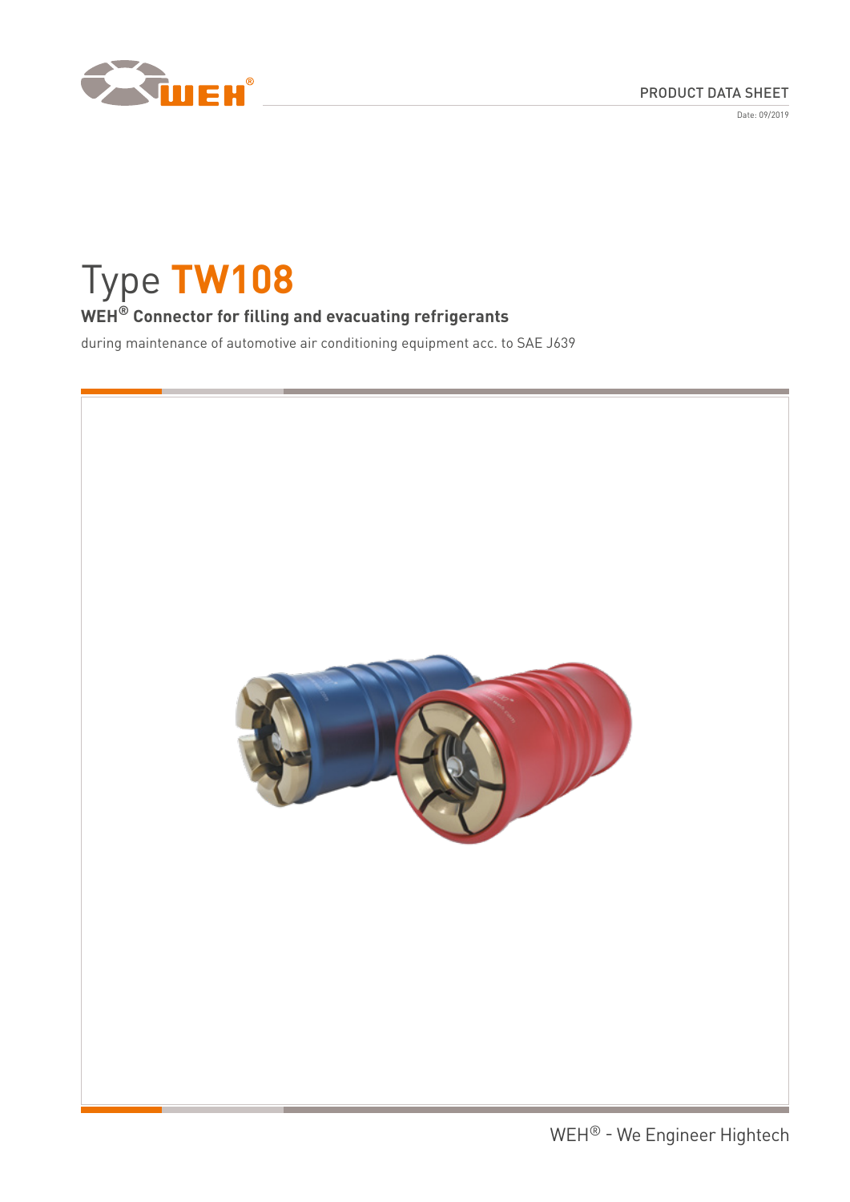PRODUCT DATA SHEET

Date: 09/2019

# Type TW108

## WEH® Connector for filling and evacuating refrigerants

during maintenance of automotive air conditioning equipment acc. to SAE J639

WEH® - We Engineer Hightech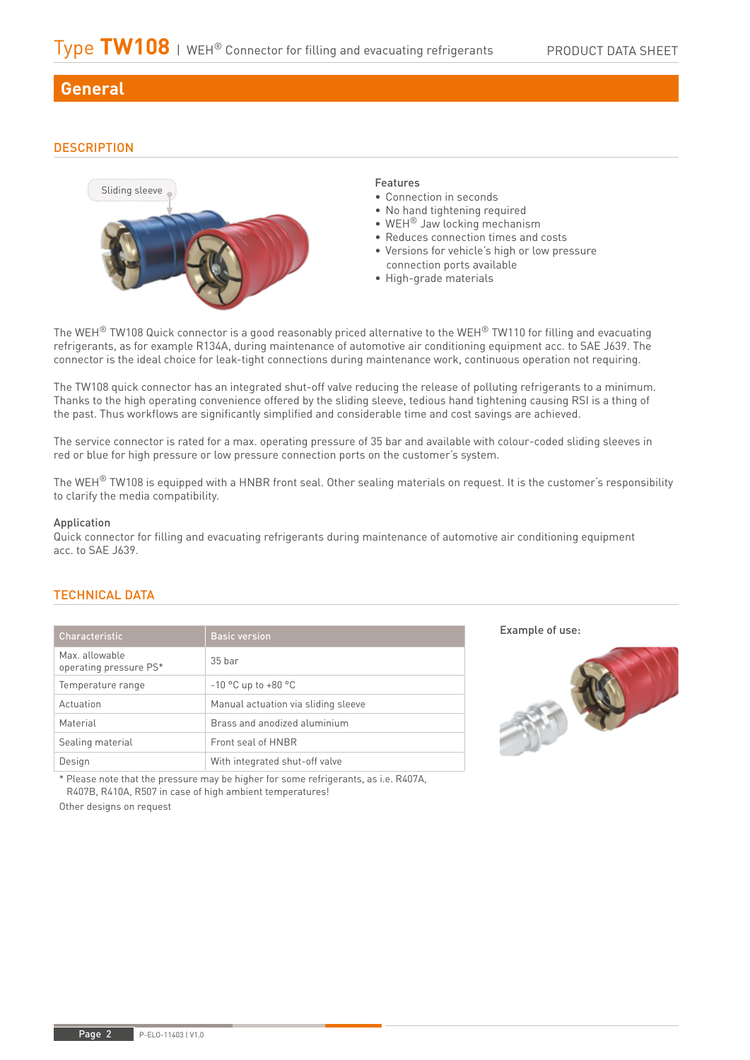## General

### DESCRIPTION

Sliding sleeve

**Features**

- Connection in seconds
- No hand tightening required
- WEH® Jaw locking mechanism
- Reduces connection times and costs
- Versions for vehicle's high or low pressure connection ports available
- High-grade materials

The WEH® TW108 Quick connector is a good reasonably priced alternative to the WEH® TW110 for filling and evacuating refrigerants, as for example R134A, during maintenance of automotive air conditioning equipment acc. to SAE J639. The connector is the ideal choice for leak-tight connections during maintenance work, continuous operation not requiring.

The TW108 quick connector has an integrated shut-off valve reducing the release of polluting refrigerants to a minimum. Thanks to the high operating convenience offered by the sliding sleeve, tedious hand tightening causing RSI is a thing of the past. Thus workflows are significantly simplified and considerable time and cost savings are achieved.

The service connector is rated for a max. operating pressure of 35 bar and available with colour-coded sliding sleeves in red or blue for high pressure or low pressure connection ports on the customer's system.

The WEH® TW108 is equipped with a HNBR front seal. Other sealing materials on request. It is the customer's responsibility to clarify the media compatibility.

**Application**

Quick connector for filling and evacuating refrigerants during maintenance of automotive air conditioning equipment acc. to SAE J639.

### TECHNICAL DATA

| Characteristic | Basic version |
|---|---|
| Max. allowable operating pressure PS* | 35 bar |
| Temperature range | -10 °C up to +80 °C |
| Actuation | Manual actuation via sliding sleeve |
| Material | Brass and anodized aluminium |
| Sealing material | Front seal of HNBR |
| Design | With integrated shut-off valve |

* Please note that the pressure may be higher for some refrigerants, as i.e. R407A, R407B, R410A, R507 in case of high ambient temperatures!

Other designs on request

Example of use:

P-ELO-11403 | V1.0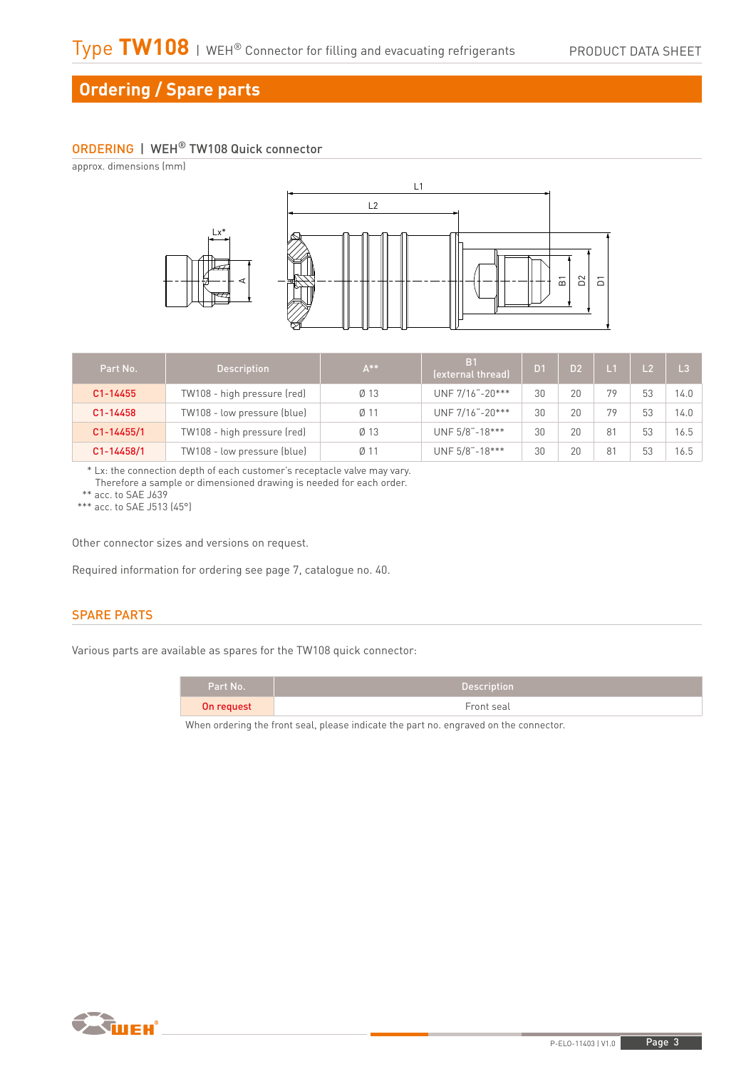# Ordering / Spare parts

## ORDERING | WEH® TW108 Quick connector

approx. dimensions (mm)

| Part No. | Description | A** | B1 (external thread) | D1 | D2 | L1 | L2 | L3 |
|---|---|---|---|---|---|---|---|---|
| C1-14455 | TW108 - high pressure (red) | Ø 13 | UNF 7/16"-20*** | 30 | 20 | 79 | 53 | 14.0 |
| C1-14458 | TW108 - low pressure (blue) | Ø 11 | UNF 7/16"-20*** | 30 | 20 | 79 | 53 | 14.0 |
| C1-14455/1 | TW108 - high pressure (red) | Ø 13 | UNF 5/8"-18*** | 30 | 20 | 81 | 53 | 16.5 |
| C1-14458/1 | TW108 - low pressure (blue) | Ø 11 | UNF 5/8"-18*** | 30 | 20 | 81 | 53 | 16.5 |

\* Lx: the connection depth of each customer's receptacle valve may vary.
Therefore a sample or dimensioned drawing is needed for each order.
** acc. to SAE J639
*** acc. to SAE J513 (45°)

Other connector sizes and versions on request.

Required information for ordering see page 7, catalogue no. 40.

## SPARE PARTS

Various parts are available as spares for the TW108 quick connector:

| Part No. | Description |
|---|---|
| On request | Front seal |

When ordering the front seal, please indicate the part no. engraved on the connector.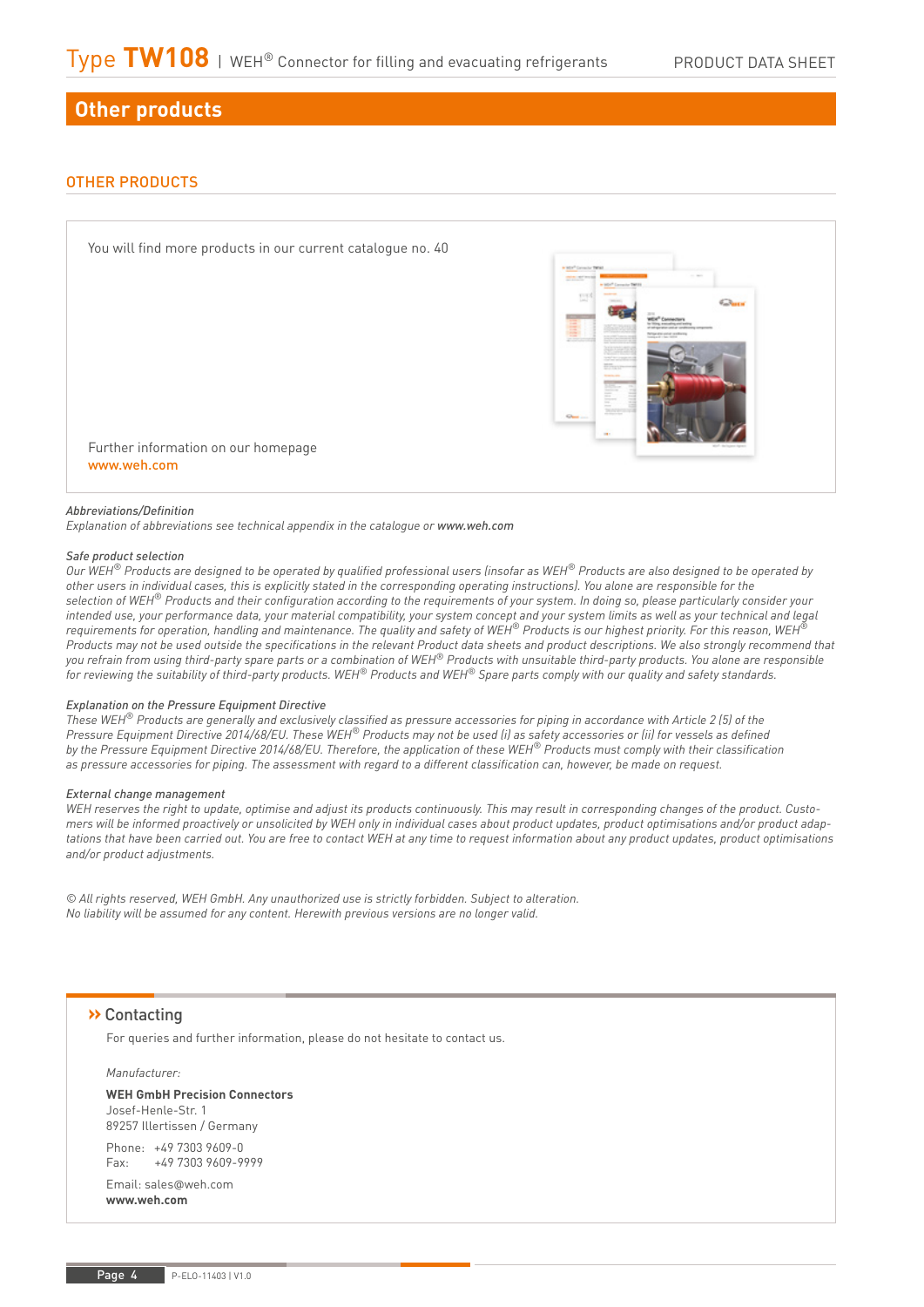# Other products

## OTHER PRODUCTS

You will find more products in our current catalogue no. 40

Further information on our homepage
www.weh.com

*Abbreviations/Definition*
*Explanation of abbreviations see technical appendix in the catalogue or* ***www.weh.com***

*Safe product selection*
*Our WEH® Products are designed to be operated by qualified professional users (insofar as WEH® Products are also designed to be operated by other users in individual cases, this is explicitly stated in the corresponding operating instructions). You alone are responsible for the selection of WEH® Products and their configuration according to the requirements of your system. In doing so, please particularly consider your intended use, your performance data, your material compatibility, your system concept and your system limits as well as your technical and legal requirements for operation, handling and maintenance. The quality and safety of WEH® Products is our highest priority. For this reason, WEH® Products may not be used outside the specifications in the relevant Product data sheets and product descriptions. We also strongly recommend that you refrain from using third-party spare parts or a combination of WEH® Products with unsuitable third-party products. You alone are responsible for reviewing the suitability of third-party products. WEH® Products and WEH® Spare parts comply with our quality and safety standards.*

*Explanation on the Pressure Equipment Directive*
*These WEH® Products are generally and exclusively classified as pressure accessories for piping in accordance with Article 2 (5) of the Pressure Equipment Directive 2014/68/EU. These WEH® Products may not be used (i) as safety accessories or (ii) for vessels as defined by the Pressure Equipment Directive 2014/68/EU. Therefore, the application of these WEH® Products must comply with their classification as pressure accessories for piping. The assessment with regard to a different classification can, however, be made on request.*

*External change management*
*WEH reserves the right to update, optimise and adjust its products continuously. This may result in corresponding changes of the product. Customers will be informed proactively or unsolicited by WEH only in individual cases about product updates, product optimisations and/or product adaptations that have been carried out. You are free to contact WEH at any time to request information about any product updates, product optimisations and/or product adjustments.*

*© All rights reserved, WEH GmbH. Any unauthorized use is strictly forbidden. Subject to alteration.*
*No liability will be assumed for any content. Herewith previous versions are no longer valid.*

## » Contacting

For queries and further information, please do not hesitate to contact us.

*Manufacturer:*

**WEH GmbH Precision Connectors**
Josef-Henle-Str. 1
89257 Illertissen / Germany

Phone: +49 7303 9609-0
Fax: +49 7303 9609-9999

Email: sales@weh.com
**www.weh.com**

P-ELO-11403 | V1.0